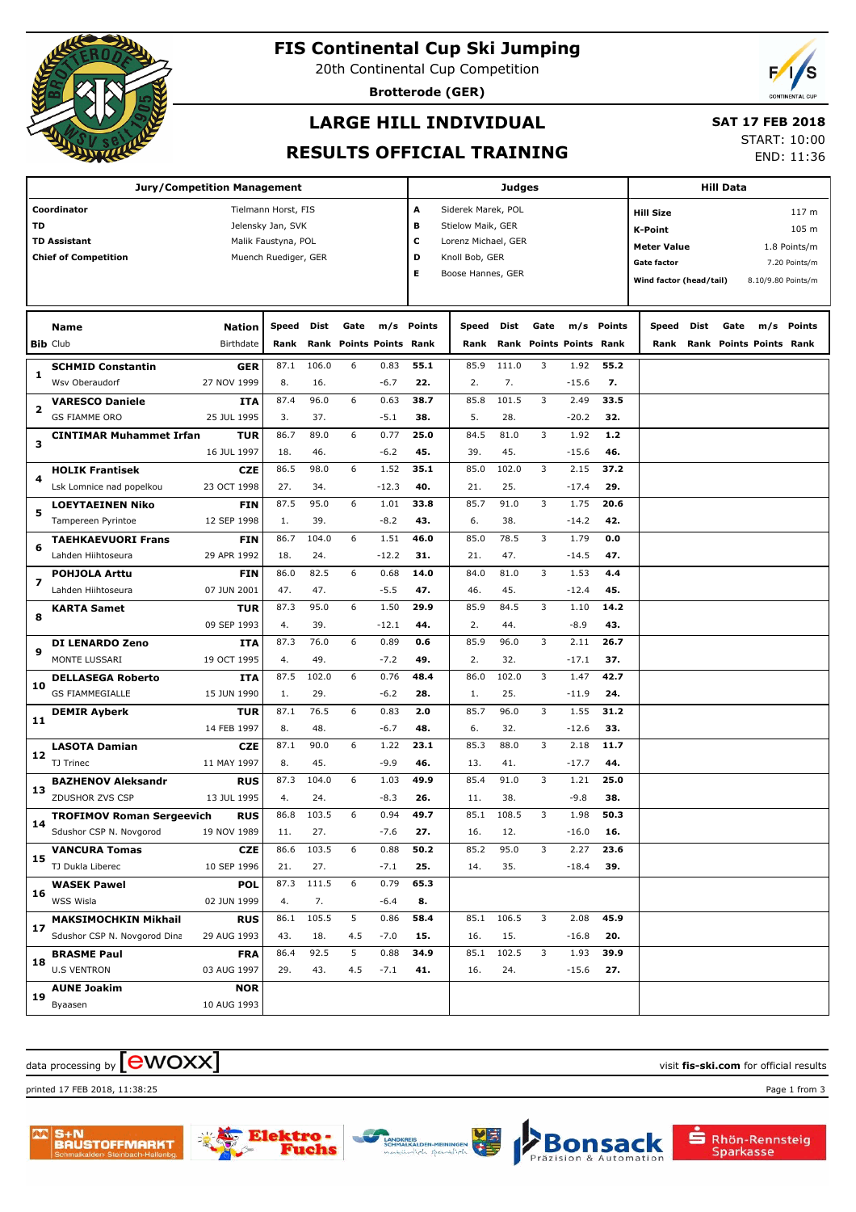# FIS Continental Cup Ski Jumping

20th Continental Cup Competition

**Brotterode (GER)**

## LARGE HILL INDIVIDUAL

## RESULTS OFFICIAL TRAINING

**SAT 17 FEB 2018**

START: 10:00

END: 11:36

| Jury/Competition Management | |
|---|---|
| **Coordinator** | Tielmann Horst, FIS |
| **TD** | Jelensky Jan, SVK |
| **TD Assistant** | Malik Faustyna, POL |
| **Chief of Competition** | Muench Ruediger, GER |

| Judges | |
|---|---|
| A | Siderek Marek, POL |
| B | Stielow Maik, GER |
| C | Lorenz Michael, GER |
| D | Knoll Bob, GER |
| E | Boose Hannes, GER |

| Hill Data | |
|---|---|
| **Hill Size** | 117 m |
| **K-Point** | 105 m |
| **Meter Value** | 1.8 Points/m |
| **Gate factor** | 7.20 Points/m |
| **Wind factor (head/tail)** | 8.10/9.80 Points/m |

| Bib | Name / Club | Nation / Birthdate | Speed / Rank | Dist / Rank | Gate / Points | m/s / Points | Points / Rank | Speed / Rank | Dist / Rank | Gate / Points | m/s / Points | Points / Rank | Speed / Rank | Dist / Rank | Gate / Points | m/s / Points | Points / Rank |
|---|---|---|---|---|---|---|---|---|---|---|---|---|---|---|---|---|---|
| 1 | **SCHMID Constantin** | **GER** | 87.1 | 106.0 | 6 | 0.83 | **55.1** | 85.9 | 111.0 | 3 | 1.92 | **55.2** | | | | | |
| | Wsv Oberaudorf | 27 NOV 1999 | 8. | 16. | | -6.7 | **22.** | 2. | 7. | | -15.6 | **7.** | | | | | |
| 2 | **VARESCO Daniele** | **ITA** | 87.4 | 96.0 | 6 | 0.63 | **38.7** | 85.8 | 101.5 | 3 | 2.49 | **33.5** | | | | | |
| | GS FIAMME ORO | 25 JUL 1995 | 3. | 37. | | -5.1 | **38.** | 5. | 28. | | -20.2 | **32.** | | | | | |
| 3 | **CINTIMAR Muhammet Irfan** | **TUR** | 86.7 | 89.0 | 6 | 0.77 | **25.0** | 84.5 | 81.0 | 3 | 1.92 | **1.2** | | | | | |
| | | 16 JUL 1997 | 18. | 46. | | -6.2 | **45.** | 39. | 45. | | -15.6 | **46.** | | | | | |
| 4 | **HOLIK Frantisek** | **CZE** | 86.5 | 98.0 | 6 | 1.52 | **35.1** | 85.0 | 102.0 | 3 | 2.15 | **37.2** | | | | | |
| | Lsk Lomnice nad popelkou | 23 OCT 1998 | 27. | 34. | | -12.3 | **40.** | 21. | 25. | | -17.4 | **29.** | | | | | |
| 5 | **LOEYTAEINEN Niko** | **FIN** | 87.5 | 95.0 | 6 | 1.01 | **33.8** | 85.7 | 91.0 | 3 | 1.75 | **20.6** | | | | | |
| | Tampereen Pyrintoe | 12 SEP 1998 | 1. | 39. | | -8.2 | **43.** | 6. | 38. | | -14.2 | **42.** | | | | | |
| 6 | **TAEHKAEVUORI Frans** | **FIN** | 86.7 | 104.0 | 6 | 1.51 | **46.0** | 85.0 | 78.5 | 3 | 1.79 | **0.0** | | | | | |
| | Lahden Hiihtoseura | 29 APR 1992 | 18. | 24. | | -12.2 | **31.** | 21. | 47. | | -14.5 | **47.** | | | | | |
| 7 | **POHJOLA Arttu** | **FIN** | 86.0 | 82.5 | 6 | 0.68 | **14.0** | 84.0 | 81.0 | 3 | 1.53 | **4.4** | | | | | |
| | Lahden Hiihtoseura | 07 JUN 2001 | 47. | 47. | | -5.5 | **47.** | 46. | 45. | | -12.4 | **45.** | | | | | |
| 8 | **KARTA Samet** | **TUR** | 87.3 | 95.0 | 6 | 1.50 | **29.9** | 85.9 | 84.5 | 3 | 1.10 | **14.2** | | | | | |
| | | 09 SEP 1993 | 4. | 39. | | -12.1 | **44.** | 2. | 44. | | -8.9 | **43.** | | | | | |
| 9 | **DI LENARDO Zeno** | **ITA** | 87.3 | 76.0 | 6 | 0.89 | **0.6** | 85.9 | 96.0 | 3 | 2.11 | **26.7** | | | | | |
| | MONTE LUSSARI | 19 OCT 1995 | 4. | 49. | | -7.2 | **49.** | 2. | 32. | | -17.1 | **37.** | | | | | |
| 10 | **DELLASEGA Roberto** | **ITA** | 87.5 | 102.0 | 6 | 0.76 | **48.4** | 86.0 | 102.0 | 3 | 1.47 | **42.7** | | | | | |
| | GS FIAMMEGIALLE | 15 JUN 1990 | 1. | 29. | | -6.2 | **28.** | 1. | 25. | | -11.9 | **24.** | | | | | |
| 11 | **DEMIR Ayberk** | **TUR** | 87.1 | 76.5 | 6 | 0.83 | **2.0** | 85.7 | 96.0 | 3 | 1.55 | **31.2** | | | | | |
| | | 14 FEB 1997 | 8. | 48. | | -6.7 | **48.** | 6. | 32. | | -12.6 | **33.** | | | | | |
| 12 | **LASOTA Damian** | **CZE** | 87.1 | 90.0 | 6 | 1.22 | **23.1** | 85.3 | 88.0 | 3 | 2.18 | **11.7** | | | | | |
| | TJ Trinec | 11 MAY 1997 | 8. | 45. | | -9.9 | **46.** | 13. | 41. | | -17.7 | **44.** | | | | | |
| 13 | **BAZHENOV Aleksandr** | **RUS** | 87.3 | 104.0 | 6 | 1.03 | **49.9** | 85.4 | 91.0 | 3 | 1.21 | **25.0** | | | | | |
| | ZDUSHOR ZVS CSP | 13 JUL 1995 | 4. | 24. | | -8.3 | **26.** | 11. | 38. | | -9.8 | **38.** | | | | | |
| 14 | **TROFIMOV Roman Sergeevich** | **RUS** | 86.8 | 103.5 | 6 | 0.94 | **49.7** | 85.1 | 108.5 | 3 | 1.98 | **50.3** | | | | | |
| | Sdushor CSP N. Novgorod | 19 NOV 1989 | 11. | 27. | | -7.6 | **27.** | 16. | 12. | | -16.0 | **16.** | | | | | |
| 15 | **VANCURA Tomas** | **CZE** | 86.6 | 103.5 | 6 | 0.88 | **50.2** | 85.2 | 95.0 | 3 | 2.27 | **23.6** | | | | | |
| | TJ Dukla Liberec | 10 SEP 1996 | 21. | 27. | | -7.1 | **25.** | 14. | 35. | | -18.4 | **39.** | | | | | |
| 16 | **WASEK Pawel** | **POL** | 87.3 | 111.5 | 6 | 0.79 | **65.3** | | | | | | | | | | |
| | WSS Wisla | 02 JUN 1999 | 4. | 7. | | -6.4 | **8.** | | | | | | | | | | |
| 17 | **MAKSIMOCHKIN Mikhail** | **RUS** | 86.1 | 105.5 | 5 | 0.86 | **58.4** | 85.1 | 106.5 | 3 | 2.08 | **45.9** | | | | | |
| | Sdushor CSP N. Novgorod Dina | 29 AUG 1993 | 43. | 18. | 4.5 | -7.0 | **15.** | 16. | 15. | | -16.8 | **20.** | | | | | |
| 18 | **BRASME Paul** | **FRA** | 86.4 | 92.5 | 5 | 0.88 | **34.9** | 85.1 | 102.5 | 3 | 1.93 | **39.9** | | | | | |
| | U.S VENTRON | 03 AUG 1997 | 29. | 43. | 4.5 | -7.1 | **41.** | 16. | 24. | | -15.6 | **27.** | | | | | |
| 19 | **AUNE Joakim** | **NOR** | | | | | | | | | | | | | | | |
| | Byaasen | 10 AUG 1993 | | | | | | | | | | | | | | | |

data processing by ewoxx — visit **fis-ski.com** for official results

printed 17 FEB 2018, 11:38:25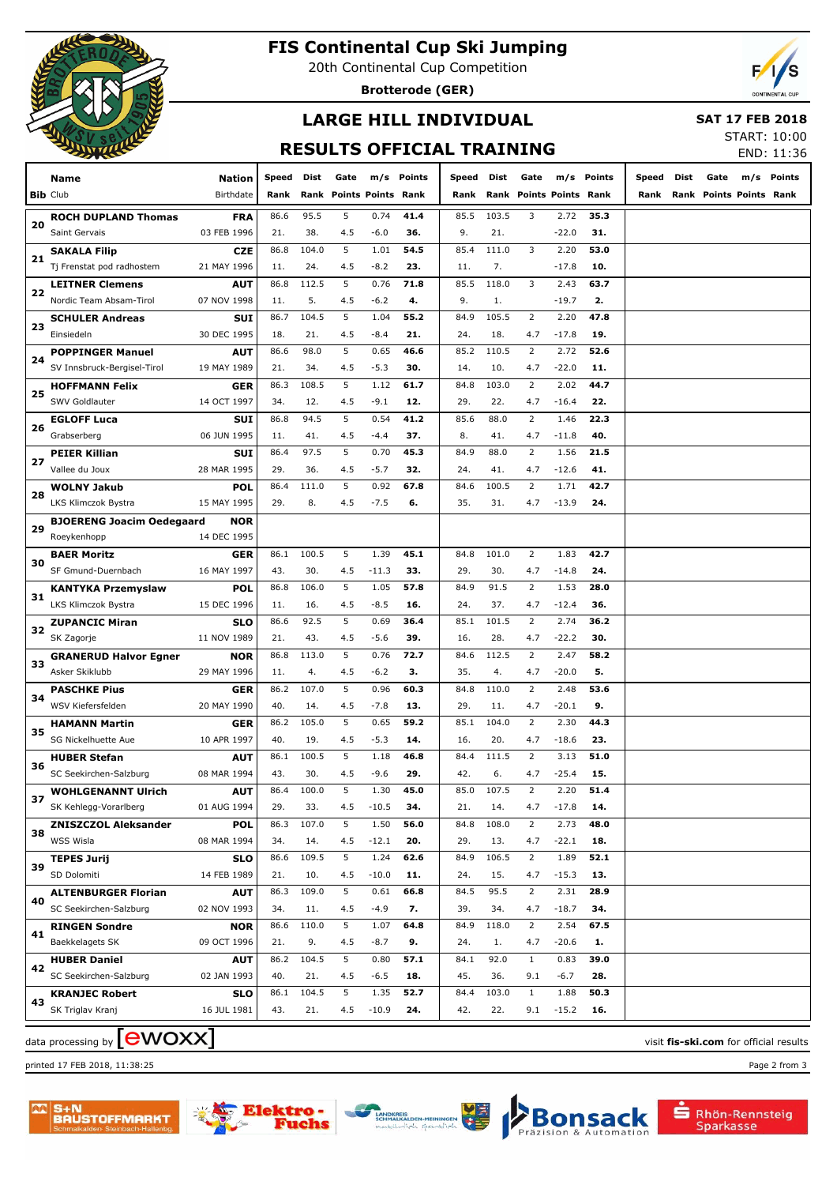# FIS Continental Cup Ski Jumping

20th Continental Cup Competition

**Brotterode (GER)**

## LARGE HILL INDIVIDUAL

## RESULTS OFFICIAL TRAINING

**SAT 17 FEB 2018**

START: 10:00

END: 11:36

| Bib | Name / Club | Nation / Birthdate | Speed / Rank | Dist / Rank | Gate / Points | m/s / Points | Points / Rank | Speed / Rank | Dist / Rank | Gate / Points | m/s / Points | Points / Rank | Speed / Rank | Dist / Rank | Gate / Points | m/s / Points | Points / Rank |
|---|---|---|---|---|---|---|---|---|---|---|---|---|---|---|---|---|---|
| 20 | **ROCH DUPLAND Thomas** | **FRA** | 86.6 | 95.5 | 5 | 0.74 | **41.4** | 85.5 | 103.5 | 3 | 2.72 | **35.3** | | | | | |
| | Saint Gervais | 03 FEB 1996 | 21. | 38. | 4.5 | -6.0 | **36.** | 9. | 21. | | -22.0 | **31.** | | | | | |
| 21 | **SAKALA Filip** | **CZE** | 86.8 | 104.0 | 5 | 1.01 | **54.5** | 85.4 | 111.0 | 3 | 2.20 | **53.0** | | | | | |
| | Tj Frenstat pod radhostem | 21 MAY 1996 | 11. | 24. | 4.5 | -8.2 | **23.** | 11. | 7. | | -17.8 | **10.** | | | | | |
| 22 | **LEITNER Clemens** | **AUT** | 86.8 | 112.5 | 5 | 0.76 | **71.8** | 85.5 | 118.0 | 3 | 2.43 | **63.7** | | | | | |
| | Nordic Team Absam-Tirol | 07 NOV 1998 | 11. | 5. | 4.5 | -6.2 | **4.** | 9. | 1. | | -19.7 | **2.** | | | | | |
| 23 | **SCHULER Andreas** | **SUI** | 86.7 | 104.5 | 5 | 1.04 | **55.2** | 84.9 | 105.5 | 2 | 2.20 | **47.8** | | | | | |
| | Einsiedeln | 30 DEC 1995 | 18. | 21. | 4.5 | -8.4 | **21.** | 24. | 18. | 4.7 | -17.8 | **19.** | | | | | |
| 24 | **POPPINGER Manuel** | **AUT** | 86.6 | 98.0 | 5 | 0.65 | **46.6** | 85.2 | 110.5 | 2 | 2.72 | **52.6** | | | | | |
| | SV Innsbruck-Bergisel-Tirol | 19 MAY 1989 | 21. | 34. | 4.5 | -5.3 | **30.** | 14. | 10. | 4.7 | -22.0 | **11.** | | | | | |
| 25 | **HOFFMANN Felix** | **GER** | 86.3 | 108.5 | 5 | 1.12 | **61.7** | 84.8 | 103.0 | 2 | 2.02 | **44.7** | | | | | |
| | SWV Goldlauter | 14 OCT 1997 | 34. | 12. | 4.5 | -9.1 | **12.** | 29. | 22. | 4.7 | -16.4 | **22.** | | | | | |
| 26 | **EGLOFF Luca** | **SUI** | 86.8 | 94.5 | 5 | 0.54 | **41.2** | 85.6 | 88.0 | 2 | 1.46 | **22.3** | | | | | |
| | Grabserberg | 06 JUN 1995 | 11. | 41. | 4.5 | -4.4 | **37.** | 8. | 41. | 4.7 | -11.8 | **40.** | | | | | |
| 27 | **PEIER Killian** | **SUI** | 86.4 | 97.5 | 5 | 0.70 | **45.3** | 84.9 | 88.0 | 2 | 1.56 | **21.5** | | | | | |
| | Vallee du Joux | 28 MAR 1995 | 29. | 36. | 4.5 | -5.7 | **32.** | 24. | 41. | 4.7 | -12.6 | **41.** | | | | | |
| 28 | **WOLNY Jakub** | **POL** | 86.4 | 111.0 | 5 | 0.92 | **67.8** | 84.6 | 100.5 | 2 | 1.71 | **42.7** | | | | | |
| | LKS Klimczok Bystra | 15 MAY 1995 | 29. | 8. | 4.5 | -7.5 | **6.** | 35. | 31. | 4.7 | -13.9 | **24.** | | | | | |
| 29 | **BJOERENG Joacim Oedegaard** | **NOR** | | | | | | | | | | | | | | | |
| | Roeykenhopp | 14 DEC 1995 | | | | | | | | | | | | | | | |
| 30 | **BAER Moritz** | **GER** | 86.1 | 100.5 | 5 | 1.39 | **45.1** | 84.8 | 101.0 | 2 | 1.83 | **42.7** | | | | | |
| | SF Gmund-Duernbach | 16 MAY 1997 | 43. | 30. | 4.5 | -11.3 | **33.** | 29. | 30. | 4.7 | -14.8 | **24.** | | | | | |
| 31 | **KANTYKA Przemyslaw** | **POL** | 86.8 | 106.0 | 5 | 1.05 | **57.8** | 84.9 | 91.5 | 2 | 1.53 | **28.0** | | | | | |
| | LKS Klimczok Bystra | 15 DEC 1996 | 11. | 16. | 4.5 | -8.5 | **16.** | 24. | 37. | 4.7 | -12.4 | **36.** | | | | | |
| 32 | **ZUPANCIC Miran** | **SLO** | 86.6 | 92.5 | 5 | 0.69 | **36.4** | 85.1 | 101.5 | 2 | 2.74 | **36.2** | | | | | |
| | SK Zagorje | 11 NOV 1989 | 21. | 43. | 4.5 | -5.6 | **39.** | 16. | 28. | 4.7 | -22.2 | **30.** | | | | | |
| 33 | **GRANERUD Halvor Egner** | **NOR** | 86.8 | 113.0 | 5 | 0.76 | **72.7** | 84.6 | 112.5 | 2 | 2.47 | **58.2** | | | | | |
| | Asker Skiklubb | 29 MAY 1996 | 11. | 4. | 4.5 | -6.2 | **3.** | 35. | 4. | 4.7 | -20.0 | **5.** | | | | | |
| 34 | **PASCHKE Pius** | **GER** | 86.2 | 107.0 | 5 | 0.96 | **60.3** | 84.8 | 110.0 | 2 | 2.48 | **53.6** | | | | | |
| | WSV Kiefersfelden | 20 MAY 1990 | 40. | 14. | 4.5 | -7.8 | **13.** | 29. | 11. | 4.7 | -20.1 | **9.** | | | | | |
| 35 | **HAMANN Martin** | **GER** | 86.2 | 105.0 | 5 | 0.65 | **59.2** | 85.1 | 104.0 | 2 | 2.30 | **44.3** | | | | | |
| | SG Nickelhuette Aue | 10 APR 1997 | 40. | 19. | 4.5 | -5.3 | **14.** | 16. | 20. | 4.7 | -18.6 | **23.** | | | | | |
| 36 | **HUBER Stefan** | **AUT** | 86.1 | 100.5 | 5 | 1.18 | **46.8** | 84.4 | 111.5 | 2 | 3.13 | **51.0** | | | | | |
| | SC Seekirchen-Salzburg | 08 MAR 1994 | 43. | 30. | 4.5 | -9.6 | **29.** | 42. | 6. | 4.7 | -25.4 | **15.** | | | | | |
| 37 | **WOHLGENANNT Ulrich** | **AUT** | 86.4 | 100.0 | 5 | 1.30 | **45.0** | 85.0 | 107.5 | 2 | 2.20 | **51.4** | | | | | |
| | SK Kehlegg-Vorarlberg | 01 AUG 1994 | 29. | 33. | 4.5 | -10.5 | **34.** | 21. | 14. | 4.7 | -17.8 | **14.** | | | | | |
| 38 | **ZNISZCZOL Aleksander** | **POL** | 86.3 | 107.0 | 5 | 1.50 | **56.0** | 84.8 | 108.0 | 2 | 2.73 | **48.0** | | | | | |
| | WSS Wisla | 08 MAR 1994 | 34. | 14. | 4.5 | -12.1 | **20.** | 29. | 13. | 4.7 | -22.1 | **18.** | | | | | |
| 39 | **TEPES Jurij** | **SLO** | 86.6 | 109.5 | 5 | 1.24 | **62.6** | 84.9 | 106.5 | 2 | 1.89 | **52.1** | | | | | |
| | SD Dolomiti | 14 FEB 1989 | 21. | 10. | 4.5 | -10.0 | **11.** | 24. | 15. | 4.7 | -15.3 | **13.** | | | | | |
| 40 | **ALTENBURGER Florian** | **AUT** | 86.3 | 109.0 | 5 | 0.61 | **66.8** | 84.5 | 95.5 | 2 | 2.31 | **28.9** | | | | | |
| | SC Seekirchen-Salzburg | 02 NOV 1993 | 34. | 11. | 4.5 | -4.9 | **7.** | 39. | 34. | 4.7 | -18.7 | **34.** | | | | | |
| 41 | **RINGEN Sondre** | **NOR** | 86.6 | 110.0 | 5 | 1.07 | **64.8** | 84.9 | 118.0 | 2 | 2.54 | **67.5** | | | | | |
| | Baekkelagets SK | 09 OCT 1996 | 21. | 9. | 4.5 | -8.7 | **9.** | 24. | 1. | 4.7 | -20.6 | **1.** | | | | | |
| 42 | **HUBER Daniel** | **AUT** | 86.2 | 104.5 | 5 | 0.80 | **57.1** | 84.1 | 92.0 | 1 | 0.83 | **39.0** | | | | | |
| | SC Seekirchen-Salzburg | 02 JAN 1993 | 40. | 21. | 4.5 | -6.5 | **18.** | 45. | 36. | 9.1 | -6.7 | **28.** | | | | | |
| 43 | **KRANJEC Robert** | **SLO** | 86.1 | 104.5 | 5 | 1.35 | **52.7** | 84.4 | 103.0 | 1 | 1.88 | **50.3** | | | | | |
| | SK Triglav Kranj | 16 JUL 1981 | 43. | 21. | 4.5 | -10.9 | **24.** | 42. | 22. | 9.1 | -15.2 | **16.** | | | | | |

data processing by ewoxx

visit **fis-ski.com** for official results

printed 17 FEB 2018, 11:38:25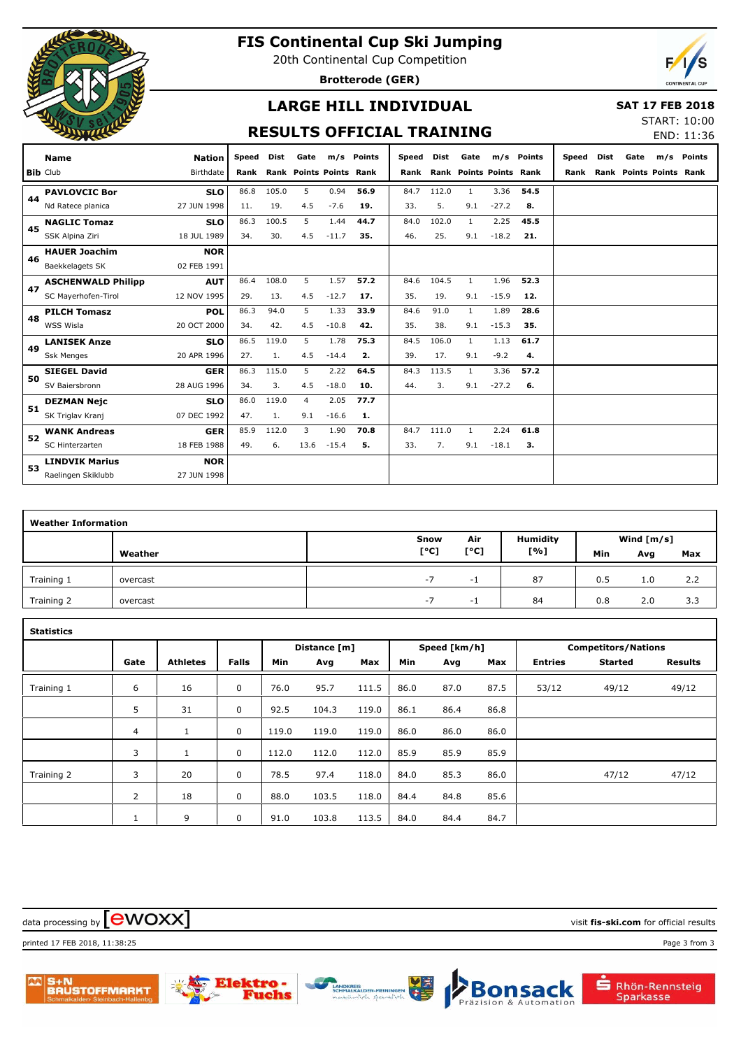# FIS Continental Cup Ski Jumping

20th Continental Cup Competition

**Brotterode (GER)**

## LARGE HILL INDIVIDUAL

## RESULTS OFFICIAL TRAINING

**SAT 17 FEB 2018**

START: 10:00

END: 11:36

| Bib | Name / Club | Nation / Birthdate | Speed / Rank | Dist / Rank | Gate / Points | m/s / Points | Points / Rank | Speed / Rank | Dist / Rank | Gate / Points | m/s / Points | Points / Rank | Speed / Rank | Dist / Rank | Gate / Points | m/s / Points | Points / Rank |
|---|---|---|---|---|---|---|---|---|---|---|---|---|---|---|---|---|---|
| 44 | **PAVLOVCIC Bor** | **SLO** | 86.8 | 105.0 | 5 | 0.94 | **56.9** | 84.7 | 112.0 | 1 | 3.36 | **54.5** | | | | | |
| | Nd Ratece planica | 27 JUN 1998 | 11. | 19. | 4.5 | -7.6 | **19.** | 33. | 5. | 9.1 | -27.2 | **8.** | | | | | |
| 45 | **NAGLIC Tomaz** | **SLO** | 86.3 | 100.5 | 5 | 1.44 | **44.7** | 84.0 | 102.0 | 1 | 2.25 | **45.5** | | | | | |
| | SSK Alpina Ziri | 18 JUL 1989 | 34. | 30. | 4.5 | -11.7 | **35.** | 46. | 25. | 9.1 | -18.2 | **21.** | | | | | |
| 46 | **HAUER Joachim** | **NOR** | | | | | | | | | | | | | | | |
| | Baekkelagets SK | 02 FEB 1991 | | | | | | | | | | | | | | | |
| 47 | **ASCHENWALD Philipp** | **AUT** | 86.4 | 108.0 | 5 | 1.57 | **57.2** | 84.6 | 104.5 | 1 | 1.96 | **52.3** | | | | | |
| | SC Mayerhofen-Tirol | 12 NOV 1995 | 29. | 13. | 4.5 | -12.7 | **17.** | 35. | 19. | 9.1 | -15.9 | **12.** | | | | | |
| 48 | **PILCH Tomasz** | **POL** | 86.3 | 94.0 | 5 | 1.33 | **33.9** | 84.6 | 91.0 | 1 | 1.89 | **28.6** | | | | | |
| | WSS Wisla | 20 OCT 2000 | 34. | 42. | 4.5 | -10.8 | **42.** | 35. | 38. | 9.1 | -15.3 | **35.** | | | | | |
| 49 | **LANISEK Anze** | **SLO** | 86.5 | 119.0 | 5 | 1.78 | **75.3** | 84.5 | 106.0 | 1 | 1.13 | **61.7** | | | | | |
| | Ssk Menges | 20 APR 1996 | 27. | 1. | 4.5 | -14.4 | **2.** | 39. | 17. | 9.1 | -9.2 | **4.** | | | | | |
| 50 | **SIEGEL David** | **GER** | 86.3 | 115.0 | 5 | 2.22 | **64.5** | 84.3 | 113.5 | 1 | 3.36 | **57.2** | | | | | |
| | SV Baiersbronn | 28 AUG 1996 | 34. | 3. | 4.5 | -18.0 | **10.** | 44. | 3. | 9.1 | -27.2 | **6.** | | | | | |
| 51 | **DEZMAN Nejc** | **SLO** | 86.0 | 119.0 | 4 | 2.05 | **77.7** | | | | | | | | | | |
| | SK Triglav Kranj | 07 DEC 1992 | 47. | 1. | 9.1 | -16.6 | **1.** | | | | | | | | | | |
| 52 | **WANK Andreas** | **GER** | 85.9 | 112.0 | 3 | 1.90 | **70.8** | 84.7 | 111.0 | 1 | 2.24 | **61.8** | | | | | |
| | SC Hinterzarten | 18 FEB 1988 | 49. | 6. | 13.6 | -15.4 | **5.** | 33. | 7. | 9.1 | -18.1 | **3.** | | | | | |
| 53 | **LINDVIK Marius** | **NOR** | | | | | | | | | | | | | | | |
| | Raelingen Skiklubb | 27 JUN 1998 | | | | | | | | | | | | | | | |

**Weather Information**

| | Weather | Snow [°C] | Air [°C] | Humidity [%] | Wind [m/s] Min | Avg | Max |
|---|---|---|---|---|---|---|---|
| Training 1 | overcast | -7 | -1 | 87 | 0.5 | 1.0 | 2.2 |
| Training 2 | overcast | -7 | -1 | 84 | 0.8 | 2.0 | 3.3 |

**Statistics**

| | Gate | Athletes | Falls | Distance [m] Min | Avg | Max | Speed [km/h] Min | Avg | Max | Competitors/Nations Entries | Started | Results |
|---|---|---|---|---|---|---|---|---|---|---|---|---|
| Training 1 | 6 | 16 | 0 | 76.0 | 95.7 | 111.5 | 86.0 | 87.0 | 87.5 | 53/12 | 49/12 | 49/12 |
| | 5 | 31 | 0 | 92.5 | 104.3 | 119.0 | 86.1 | 86.4 | 86.8 | | | |
| | 4 | 1 | 0 | 119.0 | 119.0 | 119.0 | 86.0 | 86.0 | 86.0 | | | |
| | 3 | 1 | 0 | 112.0 | 112.0 | 112.0 | 85.9 | 85.9 | 85.9 | | | |
| Training 2 | 3 | 20 | 0 | 78.5 | 97.4 | 118.0 | 84.0 | 85.3 | 86.0 | | 47/12 | 47/12 |
| | 2 | 18 | 0 | 88.0 | 103.5 | 118.0 | 84.4 | 84.8 | 85.6 | | | |
| | 1 | 9 | 0 | 91.0 | 103.8 | 113.5 | 84.0 | 84.4 | 84.7 | | | |

data processing by ewoxx — visit **fis-ski.com** for official results

printed 17 FEB 2018, 11:38:25